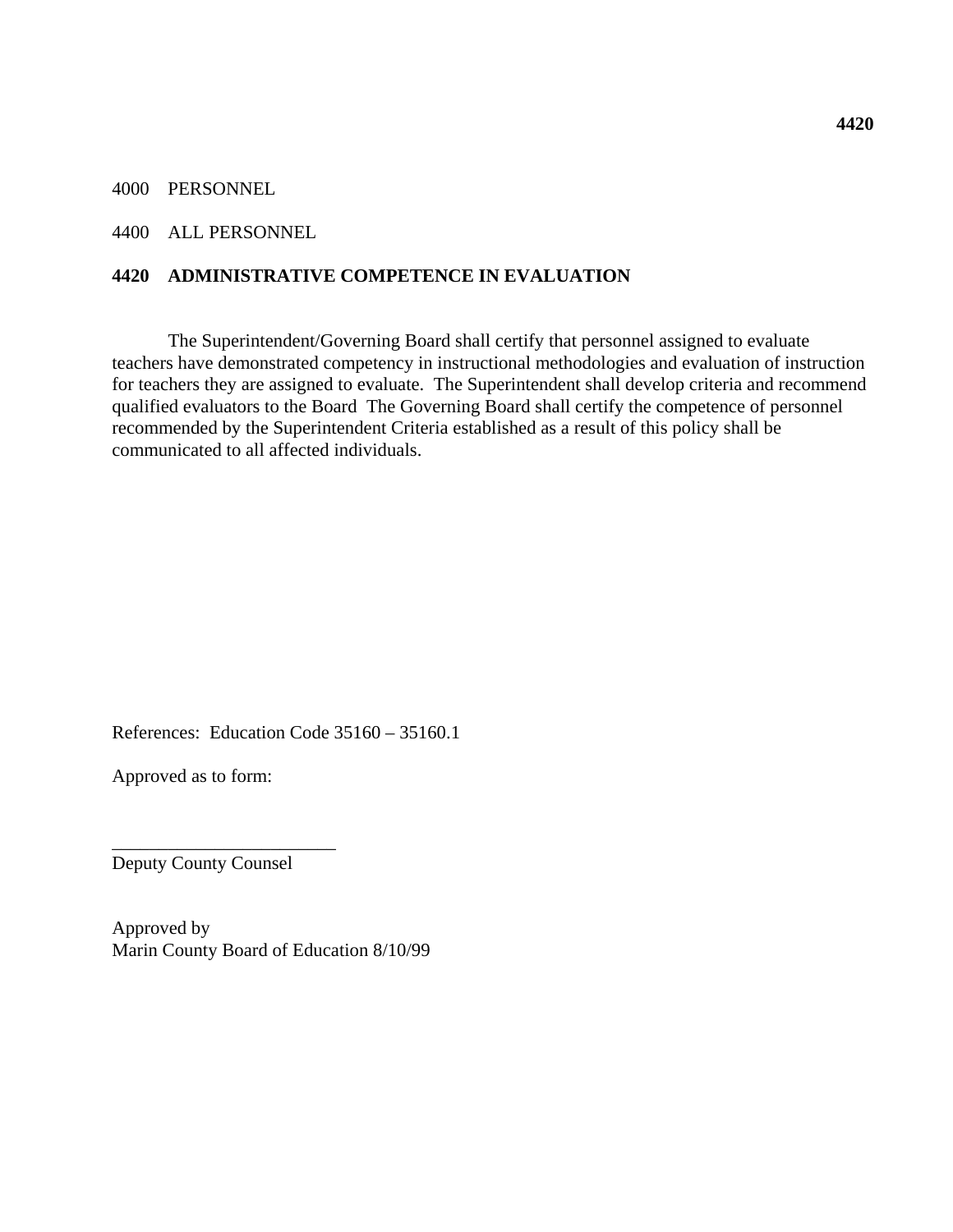4000 PERSONNEL

4400 ALL PERSONNEL

**4420 ADMINISTRATIVE COMPETENCE IN EVALUATION**

The Superintendent/Governing Board shall certify that personnel assigned to evaluate teachers have demonstrated competency in instructional methodologies and evaluation of instruction for teachers they are assigned to evaluate. The Superintendent shall develop criteria and recommend qualified evaluators to the Board The Governing Board shall certify the competence of personnel recommended by the Superintendent Criteria established as a result of this policy shall be communicated to all affected individuals.

References: Education Code 35160 – 35160.1

Approved as to form:

________________________
Deputy County Counsel

Approved by
Marin County Board of Education 8/10/99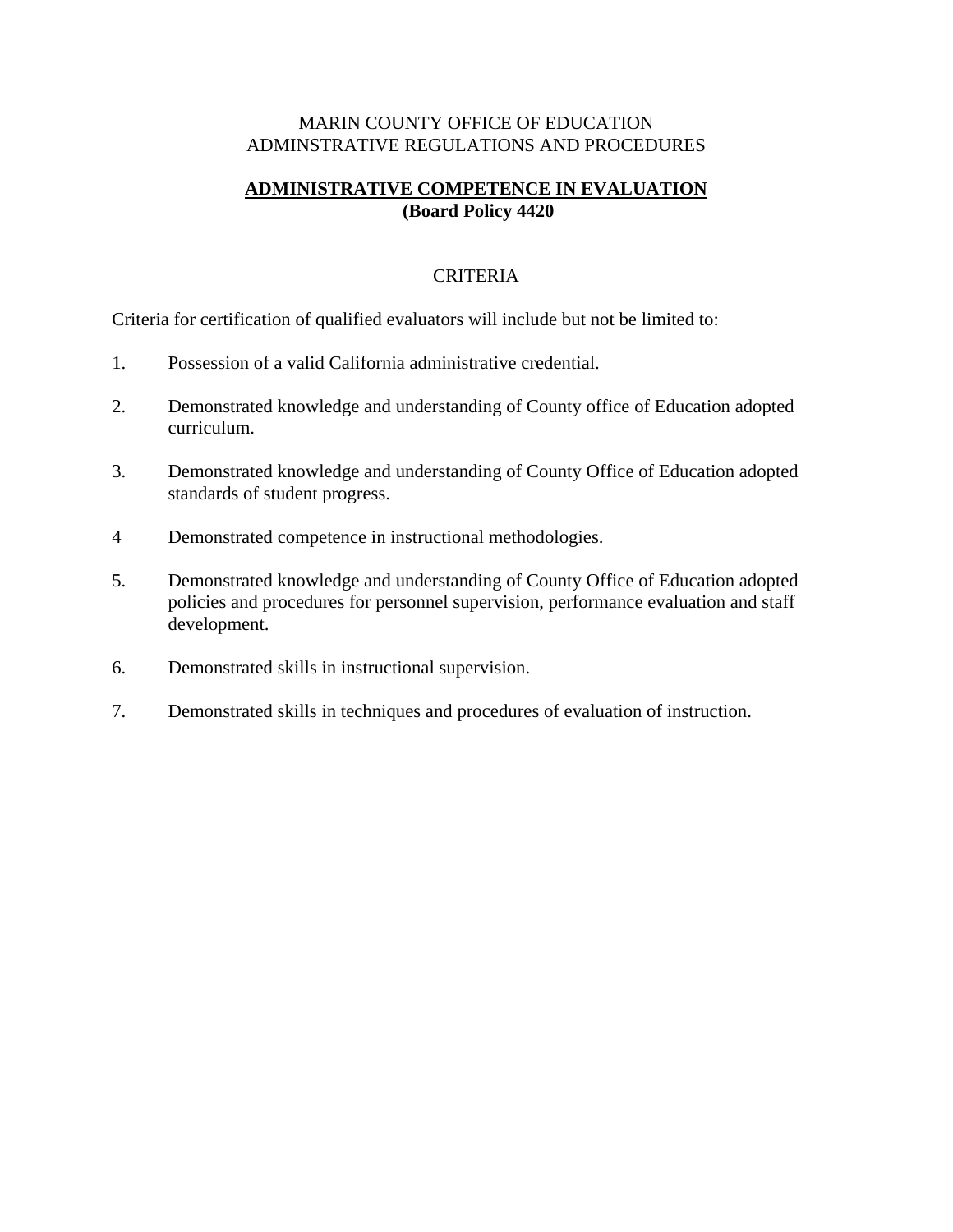MARIN COUNTY OFFICE OF EDUCATION
ADMINSTRATIVE REGULATIONS AND PROCEDURES

**ADMINISTRATIVE COMPETENCE IN EVALUATION**
**(Board Policy 4420**

CRITERIA

Criteria for certification of qualified evaluators will include but not be limited to:

1. Possession of a valid California administrative credential.

2. Demonstrated knowledge and understanding of County office of Education adopted curriculum.

3. Demonstrated knowledge and understanding of County Office of Education adopted standards of student progress.

4 Demonstrated competence in instructional methodologies.

5. Demonstrated knowledge and understanding of County Office of Education adopted policies and procedures for personnel supervision, performance evaluation and staff development.

6. Demonstrated skills in instructional supervision.

7. Demonstrated skills in techniques and procedures of evaluation of instruction.